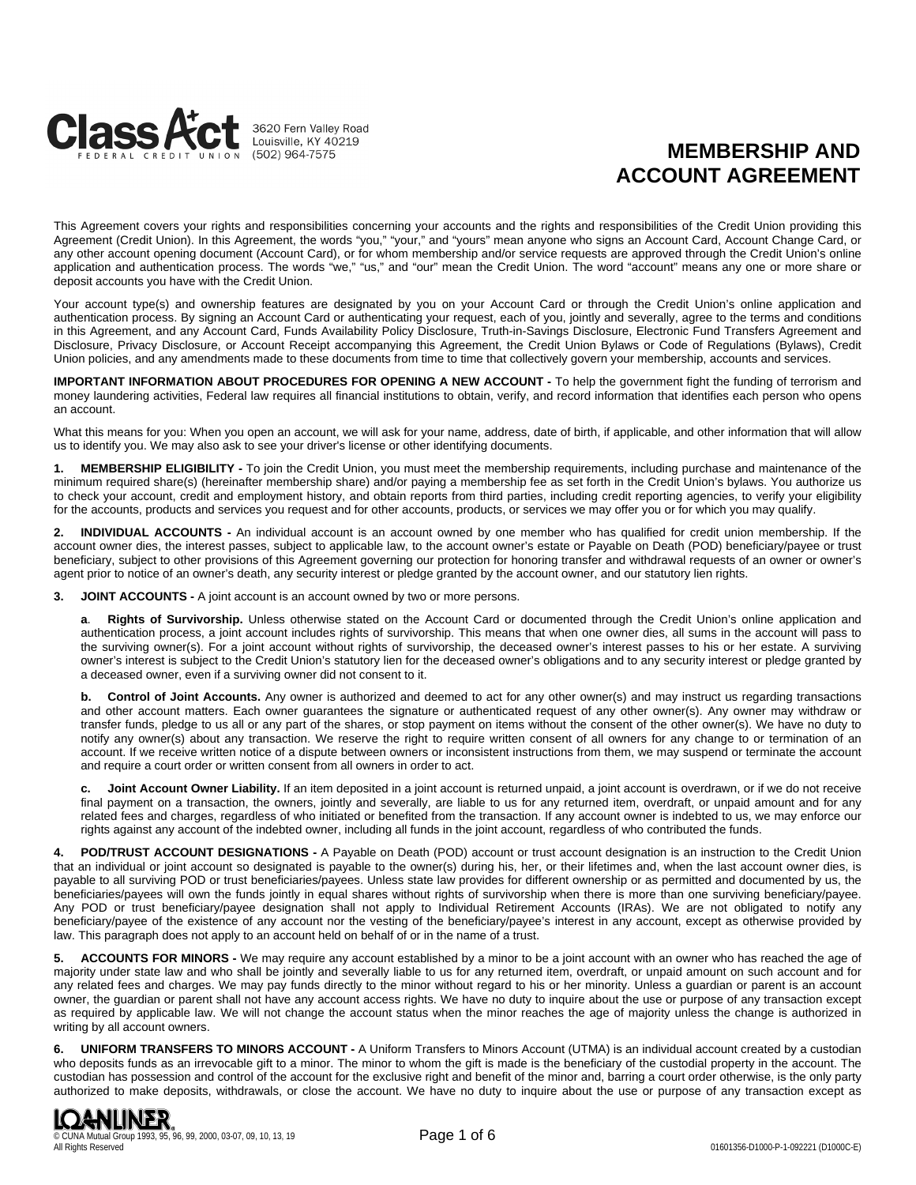Class Act Federal Credit Union
3620 Fern Valley Road
Louisville, KY 40219
(502) 964-7575

# MEMBERSHIP AND ACCOUNT AGREEMENT

This Agreement covers your rights and responsibilities concerning your accounts and the rights and responsibilities of the Credit Union providing this Agreement (Credit Union). In this Agreement, the words "you," "your," and "yours" mean anyone who signs an Account Card, Account Change Card, or any other account opening document (Account Card), or for whom membership and/or service requests are approved through the Credit Union's online application and authentication process. The words "we," "us," and "our" mean the Credit Union. The word "account" means any one or more share or deposit accounts you have with the Credit Union.

Your account type(s) and ownership features are designated by you on your Account Card or through the Credit Union's online application and authentication process. By signing an Account Card or authenticating your request, each of you, jointly and severally, agree to the terms and conditions in this Agreement, and any Account Card, Funds Availability Policy Disclosure, Truth-in-Savings Disclosure, Electronic Fund Transfers Agreement and Disclosure, Privacy Disclosure, or Account Receipt accompanying this Agreement, the Credit Union Bylaws or Code of Regulations (Bylaws), Credit Union policies, and any amendments made to these documents from time to time that collectively govern your membership, accounts and services.

**IMPORTANT INFORMATION ABOUT PROCEDURES FOR OPENING A NEW ACCOUNT -** To help the government fight the funding of terrorism and money laundering activities, Federal law requires all financial institutions to obtain, verify, and record information that identifies each person who opens an account.

What this means for you: When you open an account, we will ask for your name, address, date of birth, if applicable, and other information that will allow us to identify you. We may also ask to see your driver's license or other identifying documents.

**1. MEMBERSHIP ELIGIBILITY -** To join the Credit Union, you must meet the membership requirements, including purchase and maintenance of the minimum required share(s) (hereinafter membership share) and/or paying a membership fee as set forth in the Credit Union's bylaws. You authorize us to check your account, credit and employment history, and obtain reports from third parties, including credit reporting agencies, to verify your eligibility for the accounts, products and services you request and for other accounts, products, or services we may offer you or for which you may qualify.

**2. INDIVIDUAL ACCOUNTS -** An individual account is an account owned by one member who has qualified for credit union membership. If the account owner dies, the interest passes, subject to applicable law, to the account owner's estate or Payable on Death (POD) beneficiary/payee or trust beneficiary, subject to other provisions of this Agreement governing our protection for honoring transfer and withdrawal requests of an owner or owner's agent prior to notice of an owner's death, any security interest or pledge granted by the account owner, and our statutory lien rights.

**3. JOINT ACCOUNTS -** A joint account is an account owned by two or more persons.

**a. Rights of Survivorship.** Unless otherwise stated on the Account Card or documented through the Credit Union's online application and authentication process, a joint account includes rights of survivorship. This means that when one owner dies, all sums in the account will pass to the surviving owner(s). For a joint account without rights of survivorship, the deceased owner's interest passes to his or her estate. A surviving owner's interest is subject to the Credit Union's statutory lien for the deceased owner's obligations and to any security interest or pledge granted by a deceased owner, even if a surviving owner did not consent to it.

**b. Control of Joint Accounts.** Any owner is authorized and deemed to act for any other owner(s) and may instruct us regarding transactions and other account matters. Each owner guarantees the signature or authenticated request of any other owner(s). Any owner may withdraw or transfer funds, pledge to us all or any part of the shares, or stop payment on items without the consent of the other owner(s). We have no duty to notify any owner(s) about any transaction. We reserve the right to require written consent of all owners for any change to or termination of an account. If we receive written notice of a dispute between owners or inconsistent instructions from them, we may suspend or terminate the account and require a court order or written consent from all owners in order to act.

**c. Joint Account Owner Liability.** If an item deposited in a joint account is returned unpaid, a joint account is overdrawn, or if we do not receive final payment on a transaction, the owners, jointly and severally, are liable to us for any returned item, overdraft, or unpaid amount and for any related fees and charges, regardless of who initiated or benefited from the transaction. If any account owner is indebted to us, we may enforce our rights against any account of the indebted owner, including all funds in the joint account, regardless of who contributed the funds.

**4. POD/TRUST ACCOUNT DESIGNATIONS -** A Payable on Death (POD) account or trust account designation is an instruction to the Credit Union that an individual or joint account so designated is payable to the owner(s) during his, her, or their lifetimes and, when the last account owner dies, is payable to all surviving POD or trust beneficiaries/payees. Unless state law provides for different ownership or as permitted and documented by us, the beneficiaries/payees will own the funds jointly in equal shares without rights of survivorship when there is more than one surviving beneficiary/payee. Any POD or trust beneficiary/payee designation shall not apply to Individual Retirement Accounts (IRAs). We are not obligated to notify any beneficiary/payee of the existence of any account nor the vesting of the beneficiary/payee's interest in any account, except as otherwise provided by law. This paragraph does not apply to an account held on behalf of or in the name of a trust.

**5. ACCOUNTS FOR MINORS -** We may require any account established by a minor to be a joint account with an owner who has reached the age of majority under state law and who shall be jointly and severally liable to us for any returned item, overdraft, or unpaid amount on such account and for any related fees and charges. We may pay funds directly to the minor without regard to his or her minority. Unless a guardian or parent is an account owner, the guardian or parent shall not have any account access rights. We have no duty to inquire about the use or purpose of any transaction except as required by applicable law. We will not change the account status when the minor reaches the age of majority unless the change is authorized in writing by all account owners.

**6. UNIFORM TRANSFERS TO MINORS ACCOUNT -** A Uniform Transfers to Minors Account (UTMA) is an individual account created by a custodian who deposits funds as an irrevocable gift to a minor. The minor to whom the gift is made is the beneficiary of the custodial property in the account. The custodian has possession and control of the account for the exclusive right and benefit of the minor and, barring a court order otherwise, is the only party authorized to make deposits, withdrawals, or close the account. We have no duty to inquire about the use or purpose of any transaction except as

LOANLINER®
© CUNA Mutual Group 1993, 95, 96, 99, 2000, 03-07, 09, 10, 13, 19
All Rights Reserved

01601356-D1000-P-1-092221 (D1000C-E)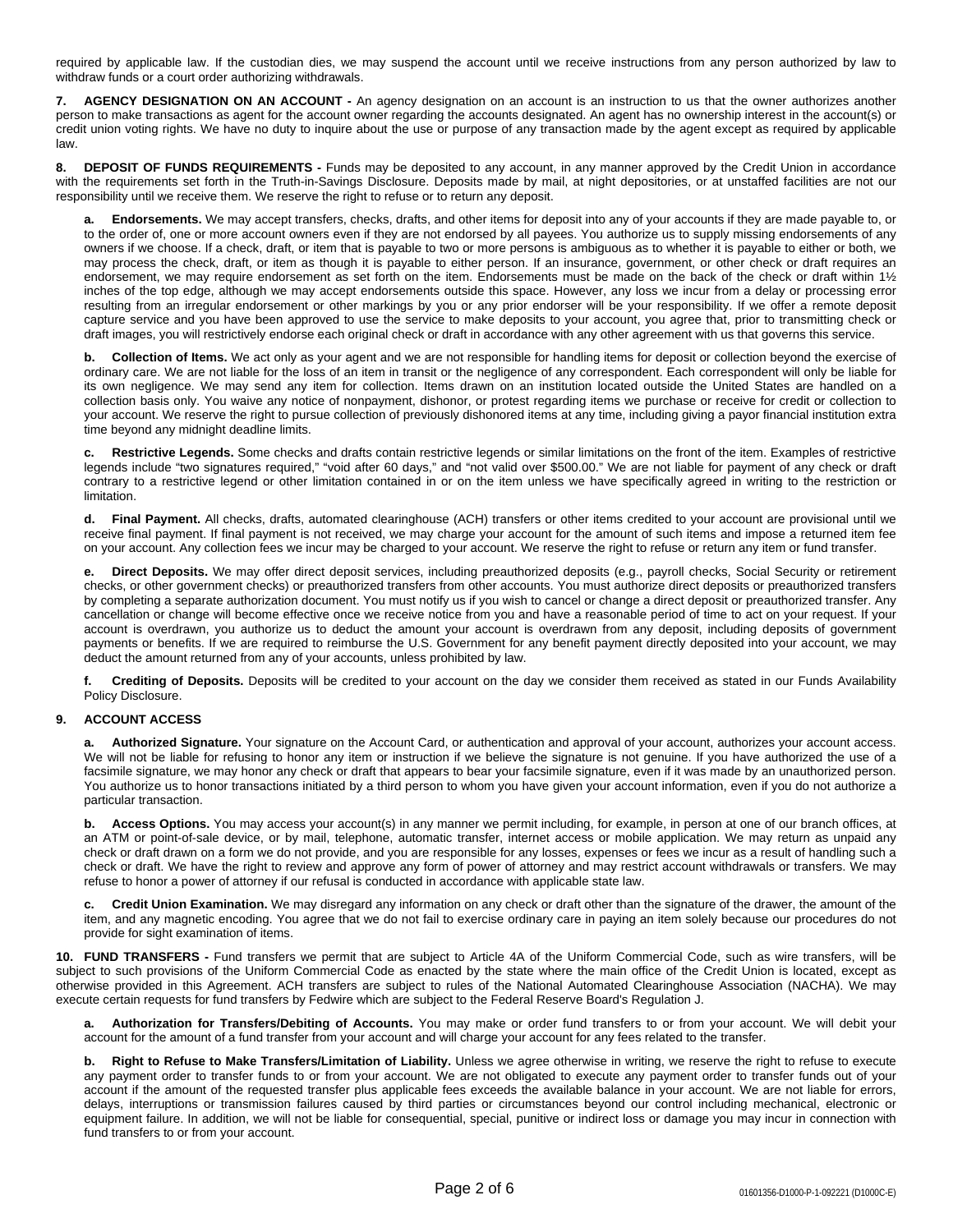required by applicable law. If the custodian dies, we may suspend the account until we receive instructions from any person authorized by law to withdraw funds or a court order authorizing withdrawals.

**7. AGENCY DESIGNATION ON AN ACCOUNT -** An agency designation on an account is an instruction to us that the owner authorizes another person to make transactions as agent for the account owner regarding the accounts designated. An agent has no ownership interest in the account(s) or credit union voting rights. We have no duty to inquire about the use or purpose of any transaction made by the agent except as required by applicable law.

**8. DEPOSIT OF FUNDS REQUIREMENTS -** Funds may be deposited to any account, in any manner approved by the Credit Union in accordance with the requirements set forth in the Truth-in-Savings Disclosure. Deposits made by mail, at night depositories, or at unstaffed facilities are not our responsibility until we receive them. We reserve the right to refuse or to return any deposit.

**a. Endorsements.** We may accept transfers, checks, drafts, and other items for deposit into any of your accounts if they are made payable to, or to the order of, one or more account owners even if they are not endorsed by all payees. You authorize us to supply missing endorsements of any owners if we choose. If a check, draft, or item that is payable to two or more persons is ambiguous as to whether it is payable to either or both, we may process the check, draft, or item as though it is payable to either person. If an insurance, government, or other check or draft requires an endorsement, we may require endorsement as set forth on the item. Endorsements must be made on the back of the check or draft within 1½ inches of the top edge, although we may accept endorsements outside this space. However, any loss we incur from a delay or processing error resulting from an irregular endorsement or other markings by you or any prior endorser will be your responsibility. If we offer a remote deposit capture service and you have been approved to use the service to make deposits to your account, you agree that, prior to transmitting check or draft images, you will restrictively endorse each original check or draft in accordance with any other agreement with us that governs this service.

**b. Collection of Items.** We act only as your agent and we are not responsible for handling items for deposit or collection beyond the exercise of ordinary care. We are not liable for the loss of an item in transit or the negligence of any correspondent. Each correspondent will only be liable for its own negligence. We may send any item for collection. Items drawn on an institution located outside the United States are handled on a collection basis only. You waive any notice of nonpayment, dishonor, or protest regarding items we purchase or receive for credit or collection to your account. We reserve the right to pursue collection of previously dishonored items at any time, including giving a payor financial institution extra time beyond any midnight deadline limits.

**c. Restrictive Legends.** Some checks and drafts contain restrictive legends or similar limitations on the front of the item. Examples of restrictive legends include "two signatures required," "void after 60 days," and "not valid over $500.00." We are not liable for payment of any check or draft contrary to a restrictive legend or other limitation contained in or on the item unless we have specifically agreed in writing to the restriction or limitation.

**d. Final Payment.** All checks, drafts, automated clearinghouse (ACH) transfers or other items credited to your account are provisional until we receive final payment. If final payment is not received, we may charge your account for the amount of such items and impose a returned item fee on your account. Any collection fees we incur may be charged to your account. We reserve the right to refuse or return any item or fund transfer.

**e. Direct Deposits.** We may offer direct deposit services, including preauthorized deposits (e.g., payroll checks, Social Security or retirement checks, or other government checks) or preauthorized transfers from other accounts. You must authorize direct deposits or preauthorized transfers by completing a separate authorization document. You must notify us if you wish to cancel or change a direct deposit or preauthorized transfer. Any cancellation or change will become effective once we receive notice from you and have a reasonable period of time to act on your request. If your account is overdrawn, you authorize us to deduct the amount your account is overdrawn from any deposit, including deposits of government payments or benefits. If we are required to reimburse the U.S. Government for any benefit payment directly deposited into your account, we may deduct the amount returned from any of your accounts, unless prohibited by law.

**f. Crediting of Deposits.** Deposits will be credited to your account on the day we consider them received as stated in our Funds Availability Policy Disclosure.

**9. ACCOUNT ACCESS**

**a. Authorized Signature.** Your signature on the Account Card, or authentication and approval of your account, authorizes your account access. We will not be liable for refusing to honor any item or instruction if we believe the signature is not genuine. If you have authorized the use of a facsimile signature, we may honor any check or draft that appears to bear your facsimile signature, even if it was made by an unauthorized person. You authorize us to honor transactions initiated by a third person to whom you have given your account information, even if you do not authorize a particular transaction.

**b. Access Options.** You may access your account(s) in any manner we permit including, for example, in person at one of our branch offices, at an ATM or point-of-sale device, or by mail, telephone, automatic transfer, internet access or mobile application. We may return as unpaid any check or draft drawn on a form we do not provide, and you are responsible for any losses, expenses or fees we incur as a result of handling such a check or draft. We have the right to review and approve any form of power of attorney and may restrict account withdrawals or transfers. We may refuse to honor a power of attorney if our refusal is conducted in accordance with applicable state law.

**c. Credit Union Examination.** We may disregard any information on any check or draft other than the signature of the drawer, the amount of the item, and any magnetic encoding. You agree that we do not fail to exercise ordinary care in paying an item solely because our procedures do not provide for sight examination of items.

**10. FUND TRANSFERS -** Fund transfers we permit that are subject to Article 4A of the Uniform Commercial Code, such as wire transfers, will be subject to such provisions of the Uniform Commercial Code as enacted by the state where the main office of the Credit Union is located, except as otherwise provided in this Agreement. ACH transfers are subject to rules of the National Automated Clearinghouse Association (NACHA). We may execute certain requests for fund transfers by Fedwire which are subject to the Federal Reserve Board's Regulation J.

**a. Authorization for Transfers/Debiting of Accounts.** You may make or order fund transfers to or from your account. We will debit your account for the amount of a fund transfer from your account and will charge your account for any fees related to the transfer.

**b. Right to Refuse to Make Transfers/Limitation of Liability.** Unless we agree otherwise in writing, we reserve the right to refuse to execute any payment order to transfer funds to or from your account. We are not obligated to execute any payment order to transfer funds out of your account if the amount of the requested transfer plus applicable fees exceeds the available balance in your account. We are not liable for errors, delays, interruptions or transmission failures caused by third parties or circumstances beyond our control including mechanical, electronic or equipment failure. In addition, we will not be liable for consequential, special, punitive or indirect loss or damage you may incur in connection with fund transfers to or from your account.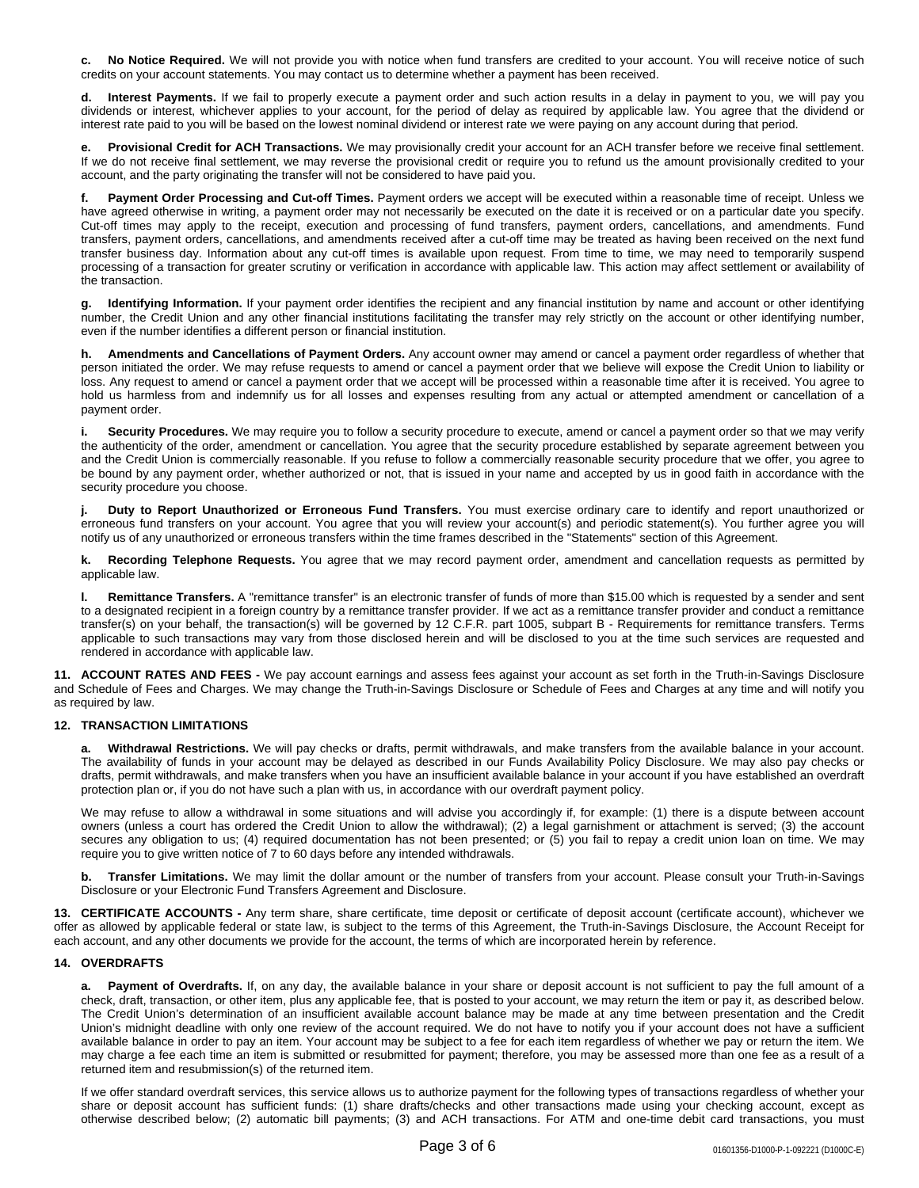**c. No Notice Required.** We will not provide you with notice when fund transfers are credited to your account. You will receive notice of such credits on your account statements. You may contact us to determine whether a payment has been received.

**d. Interest Payments.** If we fail to properly execute a payment order and such action results in a delay in payment to you, we will pay you dividends or interest, whichever applies to your account, for the period of delay as required by applicable law. You agree that the dividend or interest rate paid to you will be based on the lowest nominal dividend or interest rate we were paying on any account during that period.

**e. Provisional Credit for ACH Transactions.** We may provisionally credit your account for an ACH transfer before we receive final settlement. If we do not receive final settlement, we may reverse the provisional credit or require you to refund us the amount provisionally credited to your account, and the party originating the transfer will not be considered to have paid you.

**f. Payment Order Processing and Cut-off Times.** Payment orders we accept will be executed within a reasonable time of receipt. Unless we have agreed otherwise in writing, a payment order may not necessarily be executed on the date it is received or on a particular date you specify. Cut-off times may apply to the receipt, execution and processing of fund transfers, payment orders, cancellations, and amendments. Fund transfers, payment orders, cancellations, and amendments received after a cut-off time may be treated as having been received on the next fund transfer business day. Information about any cut-off times is available upon request. From time to time, we may need to temporarily suspend processing of a transaction for greater scrutiny or verification in accordance with applicable law. This action may affect settlement or availability of the transaction.

**g. Identifying Information.** If your payment order identifies the recipient and any financial institution by name and account or other identifying number, the Credit Union and any other financial institutions facilitating the transfer may rely strictly on the account or other identifying number, even if the number identifies a different person or financial institution.

**h. Amendments and Cancellations of Payment Orders.** Any account owner may amend or cancel a payment order regardless of whether that person initiated the order. We may refuse requests to amend or cancel a payment order that we believe will expose the Credit Union to liability or loss. Any request to amend or cancel a payment order that we accept will be processed within a reasonable time after it is received. You agree to hold us harmless from and indemnify us for all losses and expenses resulting from any actual or attempted amendment or cancellation of a payment order.

**i. Security Procedures.** We may require you to follow a security procedure to execute, amend or cancel a payment order so that we may verify the authenticity of the order, amendment or cancellation. You agree that the security procedure established by separate agreement between you and the Credit Union is commercially reasonable. If you refuse to follow a commercially reasonable security procedure that we offer, you agree to be bound by any payment order, whether authorized or not, that is issued in your name and accepted by us in good faith in accordance with the security procedure you choose.

**j. Duty to Report Unauthorized or Erroneous Fund Transfers.** You must exercise ordinary care to identify and report unauthorized or erroneous fund transfers on your account. You agree that you will review your account(s) and periodic statement(s). You further agree you will notify us of any unauthorized or erroneous transfers within the time frames described in the "Statements" section of this Agreement.

**k. Recording Telephone Requests.** You agree that we may record payment order, amendment and cancellation requests as permitted by applicable law.

**l. Remittance Transfers.** A "remittance transfer" is an electronic transfer of funds of more than $15.00 which is requested by a sender and sent to a designated recipient in a foreign country by a remittance transfer provider. If we act as a remittance transfer provider and conduct a remittance transfer(s) on your behalf, the transaction(s) will be governed by 12 C.F.R. part 1005, subpart B - Requirements for remittance transfers. Terms applicable to such transactions may vary from those disclosed herein and will be disclosed to you at the time such services are requested and rendered in accordance with applicable law.

**11. ACCOUNT RATES AND FEES -** We pay account earnings and assess fees against your account as set forth in the Truth-in-Savings Disclosure and Schedule of Fees and Charges. We may change the Truth-in-Savings Disclosure or Schedule of Fees and Charges at any time and will notify you as required by law.

**12. TRANSACTION LIMITATIONS**

**a. Withdrawal Restrictions.** We will pay checks or drafts, permit withdrawals, and make transfers from the available balance in your account. The availability of funds in your account may be delayed as described in our Funds Availability Policy Disclosure. We may also pay checks or drafts, permit withdrawals, and make transfers when you have an insufficient available balance in your account if you have established an overdraft protection plan or, if you do not have such a plan with us, in accordance with our overdraft payment policy.

We may refuse to allow a withdrawal in some situations and will advise you accordingly if, for example: (1) there is a dispute between account owners (unless a court has ordered the Credit Union to allow the withdrawal); (2) a legal garnishment or attachment is served; (3) the account secures any obligation to us; (4) required documentation has not been presented; or (5) you fail to repay a credit union loan on time. We may require you to give written notice of 7 to 60 days before any intended withdrawals.

**b. Transfer Limitations.** We may limit the dollar amount or the number of transfers from your account. Please consult your Truth-in-Savings Disclosure or your Electronic Fund Transfers Agreement and Disclosure.

**13. CERTIFICATE ACCOUNTS -** Any term share, share certificate, time deposit or certificate of deposit account (certificate account), whichever we offer as allowed by applicable federal or state law, is subject to the terms of this Agreement, the Truth-in-Savings Disclosure, the Account Receipt for each account, and any other documents we provide for the account, the terms of which are incorporated herein by reference.

**14. OVERDRAFTS**

**a. Payment of Overdrafts.** If, on any day, the available balance in your share or deposit account is not sufficient to pay the full amount of a check, draft, transaction, or other item, plus any applicable fee, that is posted to your account, we may return the item or pay it, as described below. The Credit Union's determination of an insufficient available account balance may be made at any time between presentation and the Credit Union's midnight deadline with only one review of the account required. We do not have to notify you if your account does not have a sufficient available balance in order to pay an item. Your account may be subject to a fee for each item regardless of whether we pay or return the item. We may charge a fee each time an item is submitted or resubmitted for payment; therefore, you may be assessed more than one fee as a result of a returned item and resubmission(s) of the returned item.

If we offer standard overdraft services, this service allows us to authorize payment for the following types of transactions regardless of whether your share or deposit account has sufficient funds: (1) share drafts/checks and other transactions made using your checking account, except as otherwise described below; (2) automatic bill payments; (3) and ACH transactions. For ATM and one-time debit card transactions, you must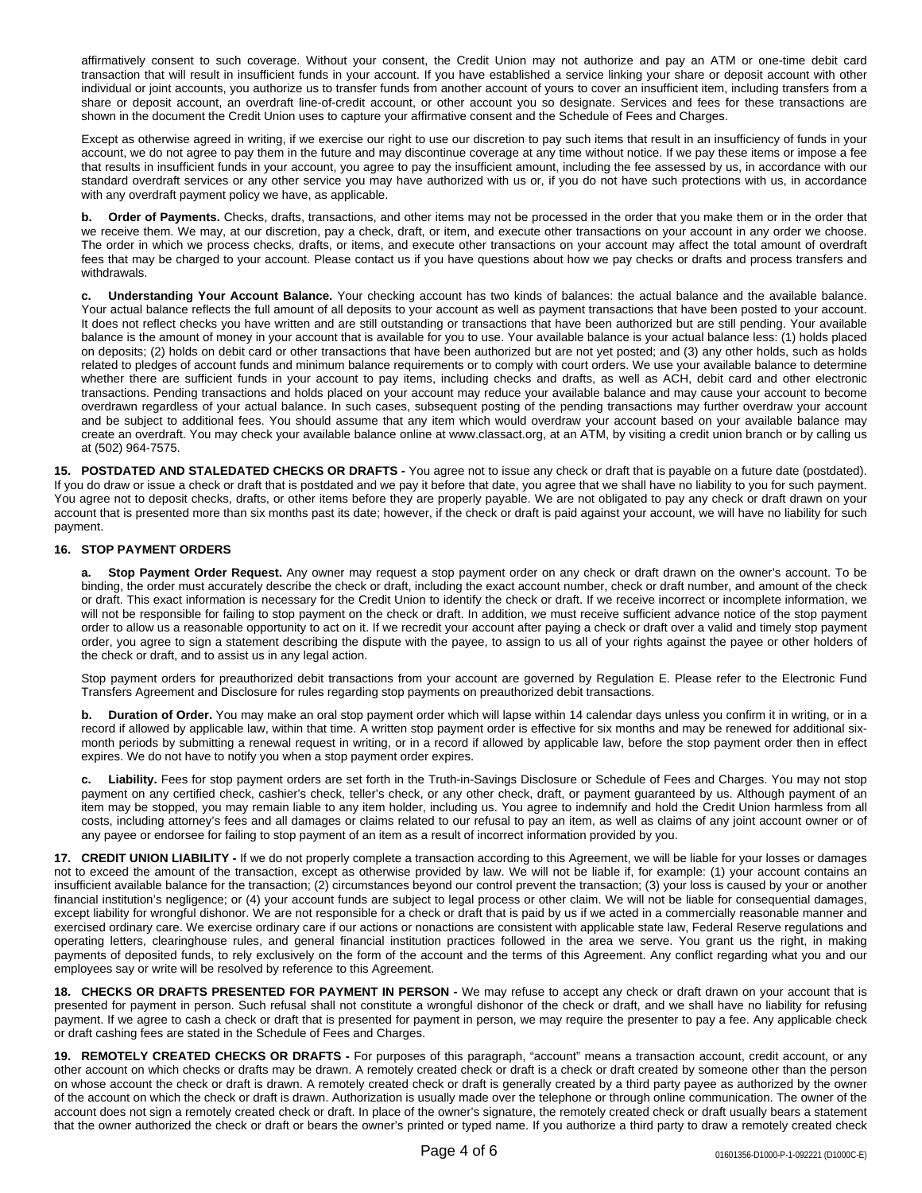affirmatively consent to such coverage. Without your consent, the Credit Union may not authorize and pay an ATM or one-time debit card transaction that will result in insufficient funds in your account. If you have established a service linking your share or deposit account with other individual or joint accounts, you authorize us to transfer funds from another account of yours to cover an insufficient item, including transfers from a share or deposit account, an overdraft line-of-credit account, or other account you so designate. Services and fees for these transactions are shown in the document the Credit Union uses to capture your affirmative consent and the Schedule of Fees and Charges.

Except as otherwise agreed in writing, if we exercise our right to use our discretion to pay such items that result in an insufficiency of funds in your account, we do not agree to pay them in the future and may discontinue coverage at any time without notice. If we pay these items or impose a fee that results in insufficient funds in your account, you agree to pay the insufficient amount, including the fee assessed by us, in accordance with our standard overdraft services or any other service you may have authorized with us or, if you do not have such protections with us, in accordance with any overdraft payment policy we have, as applicable.

**b. Order of Payments.** Checks, drafts, transactions, and other items may not be processed in the order that you make them or in the order that we receive them. We may, at our discretion, pay a check, draft, or item, and execute other transactions on your account in any order we choose. The order in which we process checks, drafts, or items, and execute other transactions on your account may affect the total amount of overdraft fees that may be charged to your account. Please contact us if you have questions about how we pay checks or drafts and process transfers and withdrawals.

**c. Understanding Your Account Balance.** Your checking account has two kinds of balances: the actual balance and the available balance. Your actual balance reflects the full amount of all deposits to your account as well as payment transactions that have been posted to your account. It does not reflect checks you have written and are still outstanding or transactions that have been authorized but are still pending. Your available balance is the amount of money in your account that is available for you to use. Your available balance is your actual balance less: (1) holds placed on deposits; (2) holds on debit card or other transactions that have been authorized but are not yet posted; and (3) any other holds, such as holds related to pledges of account funds and minimum balance requirements or to comply with court orders. We use your available balance to determine whether there are sufficient funds in your account to pay items, including checks and drafts, as well as ACH, debit card and other electronic transactions. Pending transactions and holds placed on your account may reduce your available balance and may cause your account to become overdrawn regardless of your actual balance. In such cases, subsequent posting of the pending transactions may further overdraw your account and be subject to additional fees. You should assume that any item which would overdraw your account based on your available balance may create an overdraft. You may check your available balance online at www.classact.org, at an ATM, by visiting a credit union branch or by calling us at (502) 964-7575.

**15. POSTDATED AND STALEDATED CHECKS OR DRAFTS -** You agree not to issue any check or draft that is payable on a future date (postdated). If you do draw or issue a check or draft that is postdated and we pay it before that date, you agree that we shall have no liability to you for such payment. You agree not to deposit checks, drafts, or other items before they are properly payable. We are not obligated to pay any check or draft drawn on your account that is presented more than six months past its date; however, if the check or draft is paid against your account, we will have no liability for such payment.

**16. STOP PAYMENT ORDERS**

**a. Stop Payment Order Request.** Any owner may request a stop payment order on any check or draft drawn on the owner's account. To be binding, the order must accurately describe the check or draft, including the exact account number, check or draft number, and amount of the check or draft. This exact information is necessary for the Credit Union to identify the check or draft. If we receive incorrect or incomplete information, we will not be responsible for failing to stop payment on the check or draft. In addition, we must receive sufficient advance notice of the stop payment order to allow us a reasonable opportunity to act on it. If we recredit your account after paying a check or draft over a valid and timely stop payment order, you agree to sign a statement describing the dispute with the payee, to assign to us all of your rights against the payee or other holders of the check or draft, and to assist us in any legal action.

Stop payment orders for preauthorized debit transactions from your account are governed by Regulation E. Please refer to the Electronic Fund Transfers Agreement and Disclosure for rules regarding stop payments on preauthorized debit transactions.

**b. Duration of Order.** You may make an oral stop payment order which will lapse within 14 calendar days unless you confirm it in writing, or in a record if allowed by applicable law, within that time. A written stop payment order is effective for six months and may be renewed for additional six-month periods by submitting a renewal request in writing, or in a record if allowed by applicable law, before the stop payment order then in effect expires. We do not have to notify you when a stop payment order expires.

**c. Liability.** Fees for stop payment orders are set forth in the Truth-in-Savings Disclosure or Schedule of Fees and Charges. You may not stop payment on any certified check, cashier's check, teller's check, or any other check, draft, or payment guaranteed by us. Although payment of an item may be stopped, you may remain liable to any item holder, including us. You agree to indemnify and hold the Credit Union harmless from all costs, including attorney's fees and all damages or claims related to our refusal to pay an item, as well as claims of any joint account owner or of any payee or endorsee for failing to stop payment of an item as a result of incorrect information provided by you.

**17. CREDIT UNION LIABILITY -** If we do not properly complete a transaction according to this Agreement, we will be liable for your losses or damages not to exceed the amount of the transaction, except as otherwise provided by law. We will not be liable if, for example: (1) your account contains an insufficient available balance for the transaction; (2) circumstances beyond our control prevent the transaction; (3) your loss is caused by your or another financial institution's negligence; or (4) your account funds are subject to legal process or other claim. We will not be liable for consequential damages, except liability for wrongful dishonor. We are not responsible for a check or draft that is paid by us if we acted in a commercially reasonable manner and exercised ordinary care. We exercise ordinary care if our actions or nonactions are consistent with applicable state law, Federal Reserve regulations and operating letters, clearinghouse rules, and general financial institution practices followed in the area we serve. You grant us the right, in making payments of deposited funds, to rely exclusively on the form of the account and the terms of this Agreement. Any conflict regarding what you and our employees say or write will be resolved by reference to this Agreement.

**18. CHECKS OR DRAFTS PRESENTED FOR PAYMENT IN PERSON -** We may refuse to accept any check or draft drawn on your account that is presented for payment in person. Such refusal shall not constitute a wrongful dishonor of the check or draft, and we shall have no liability for refusing payment. If we agree to cash a check or draft that is presented for payment in person, we may require the presenter to pay a fee. Any applicable check or draft cashing fees are stated in the Schedule of Fees and Charges.

**19. REMOTELY CREATED CHECKS OR DRAFTS -** For purposes of this paragraph, "account" means a transaction account, credit account, or any other account on which checks or drafts may be drawn. A remotely created check or draft is a check or draft created by someone other than the person on whose account the check or draft is drawn. A remotely created check or draft is generally created by a third party payee as authorized by the owner of the account on which the check or draft is drawn. Authorization is usually made over the telephone or through online communication. The owner of the account does not sign a remotely created check or draft. In place of the owner's signature, the remotely created check or draft usually bears a statement that the owner authorized the check or draft or bears the owner's printed or typed name. If you authorize a third party to draw a remotely created check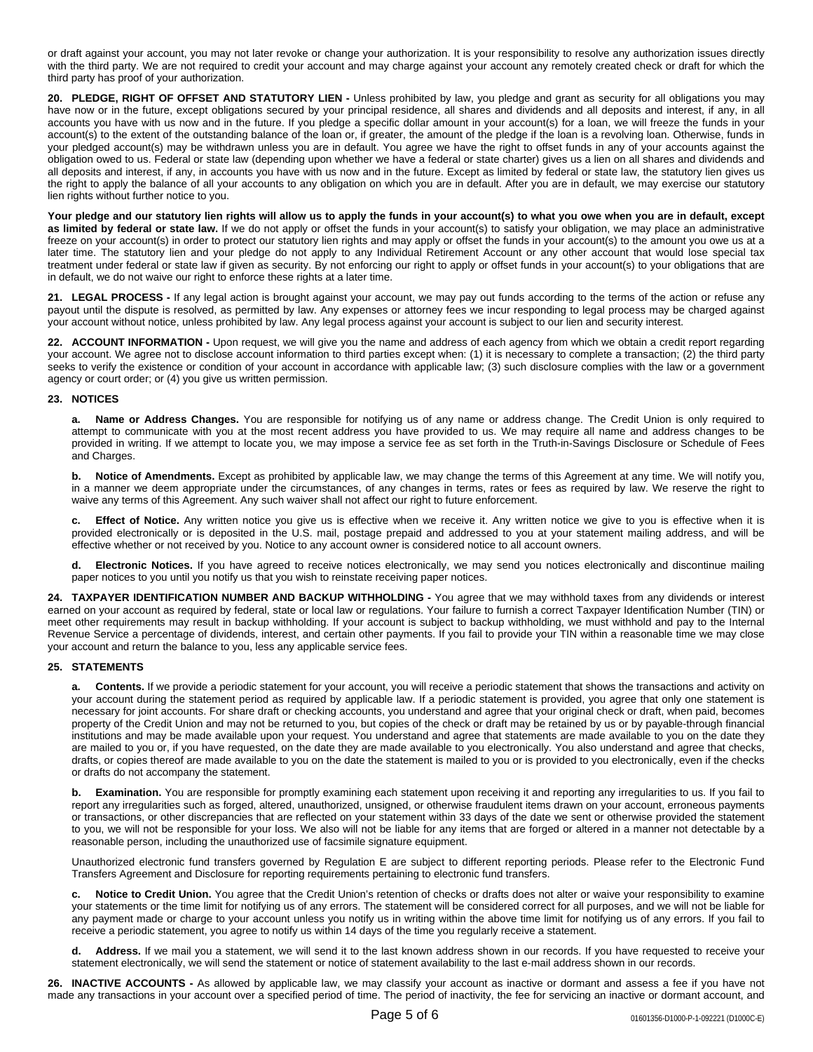or draft against your account, you may not later revoke or change your authorization. It is your responsibility to resolve any authorization issues directly with the third party. We are not required to credit your account and may charge against your account any remotely created check or draft for which the third party has proof of your authorization.

**20. PLEDGE, RIGHT OF OFFSET AND STATUTORY LIEN -** Unless prohibited by law, you pledge and grant as security for all obligations you may have now or in the future, except obligations secured by your principal residence, all shares and dividends and all deposits and interest, if any, in all accounts you have with us now and in the future. If you pledge a specific dollar amount in your account(s) for a loan, we will freeze the funds in your account(s) to the extent of the outstanding balance of the loan or, if greater, the amount of the pledge if the loan is a revolving loan. Otherwise, funds in your pledged account(s) may be withdrawn unless you are in default. You agree we have the right to offset funds in any of your accounts against the obligation owed to us. Federal or state law (depending upon whether we have a federal or state charter) gives us a lien on all shares and dividends and all deposits and interest, if any, in accounts you have with us now and in the future. Except as limited by federal or state law, the statutory lien gives us the right to apply the balance of all your accounts to any obligation on which you are in default. After you are in default, we may exercise our statutory lien rights without further notice to you.

**Your pledge and our statutory lien rights will allow us to apply the funds in your account(s) to what you owe when you are in default, except as limited by federal or state law.** If we do not apply or offset the funds in your account(s) to satisfy your obligation, we may place an administrative freeze on your account(s) in order to protect our statutory lien rights and may apply or offset the funds in your account(s) to the amount you owe us at a later time. The statutory lien and your pledge do not apply to any Individual Retirement Account or any other account that would lose special tax treatment under federal or state law if given as security. By not enforcing our right to apply or offset funds in your account(s) to your obligations that are in default, we do not waive our right to enforce these rights at a later time.

**21. LEGAL PROCESS -** If any legal action is brought against your account, we may pay out funds according to the terms of the action or refuse any payout until the dispute is resolved, as permitted by law. Any expenses or attorney fees we incur responding to legal process may be charged against your account without notice, unless prohibited by law. Any legal process against your account is subject to our lien and security interest.

**22. ACCOUNT INFORMATION -** Upon request, we will give you the name and address of each agency from which we obtain a credit report regarding your account. We agree not to disclose account information to third parties except when: (1) it is necessary to complete a transaction; (2) the third party seeks to verify the existence or condition of your account in accordance with applicable law; (3) such disclosure complies with the law or a government agency or court order; or (4) you give us written permission.

**23. NOTICES**

**a. Name or Address Changes.** You are responsible for notifying us of any name or address change. The Credit Union is only required to attempt to communicate with you at the most recent address you have provided to us. We may require all name and address changes to be provided in writing. If we attempt to locate you, we may impose a service fee as set forth in the Truth-in-Savings Disclosure or Schedule of Fees and Charges.

**b. Notice of Amendments.** Except as prohibited by applicable law, we may change the terms of this Agreement at any time. We will notify you, in a manner we deem appropriate under the circumstances, of any changes in terms, rates or fees as required by law. We reserve the right to waive any terms of this Agreement. Any such waiver shall not affect our right to future enforcement.

**c. Effect of Notice.** Any written notice you give us is effective when we receive it. Any written notice we give to you is effective when it is provided electronically or is deposited in the U.S. mail, postage prepaid and addressed to you at your statement mailing address, and will be effective whether or not received by you. Notice to any account owner is considered notice to all account owners.

**d. Electronic Notices.** If you have agreed to receive notices electronically, we may send you notices electronically and discontinue mailing paper notices to you until you notify us that you wish to reinstate receiving paper notices.

**24. TAXPAYER IDENTIFICATION NUMBER AND BACKUP WITHHOLDING -** You agree that we may withhold taxes from any dividends or interest earned on your account as required by federal, state or local law or regulations. Your failure to furnish a correct Taxpayer Identification Number (TIN) or meet other requirements may result in backup withholding. If your account is subject to backup withholding, we must withhold and pay to the Internal Revenue Service a percentage of dividends, interest, and certain other payments. If you fail to provide your TIN within a reasonable time we may close your account and return the balance to you, less any applicable service fees.

**25. STATEMENTS**

**a. Contents.** If we provide a periodic statement for your account, you will receive a periodic statement that shows the transactions and activity on your account during the statement period as required by applicable law. If a periodic statement is provided, you agree that only one statement is necessary for joint accounts. For share draft or checking accounts, you understand and agree that your original check or draft, when paid, becomes property of the Credit Union and may not be returned to you, but copies of the check or draft may be retained by us or by payable-through financial institutions and may be made available upon your request. You understand and agree that statements are made available to you on the date they are mailed to you or, if you have requested, on the date they are made available to you electronically. You also understand and agree that checks, drafts, or copies thereof are made available to you on the date the statement is mailed to you or is provided to you electronically, even if the checks or drafts do not accompany the statement.

**b. Examination.** You are responsible for promptly examining each statement upon receiving it and reporting any irregularities to us. If you fail to report any irregularities such as forged, altered, unauthorized, unsigned, or otherwise fraudulent items drawn on your account, erroneous payments or transactions, or other discrepancies that are reflected on your statement within 33 days of the date we sent or otherwise provided the statement to you, we will not be responsible for your loss. We also will not be liable for any items that are forged or altered in a manner not detectable by a reasonable person, including the unauthorized use of facsimile signature equipment.

Unauthorized electronic fund transfers governed by Regulation E are subject to different reporting periods. Please refer to the Electronic Fund Transfers Agreement and Disclosure for reporting requirements pertaining to electronic fund transfers.

**c. Notice to Credit Union.** You agree that the Credit Union's retention of checks or drafts does not alter or waive your responsibility to examine your statements or the time limit for notifying us of any errors. The statement will be considered correct for all purposes, and we will not be liable for any payment made or charge to your account unless you notify us in writing within the above time limit for notifying us of any errors. If you fail to receive a periodic statement, you agree to notify us within 14 days of the time you regularly receive a statement.

**d. Address.** If we mail you a statement, we will send it to the last known address shown in our records. If you have requested to receive your statement electronically, we will send the statement or notice of statement availability to the last e-mail address shown in our records.

**26. INACTIVE ACCOUNTS -** As allowed by applicable law, we may classify your account as inactive or dormant and assess a fee if you have not made any transactions in your account over a specified period of time. The period of inactivity, the fee for servicing an inactive or dormant account, and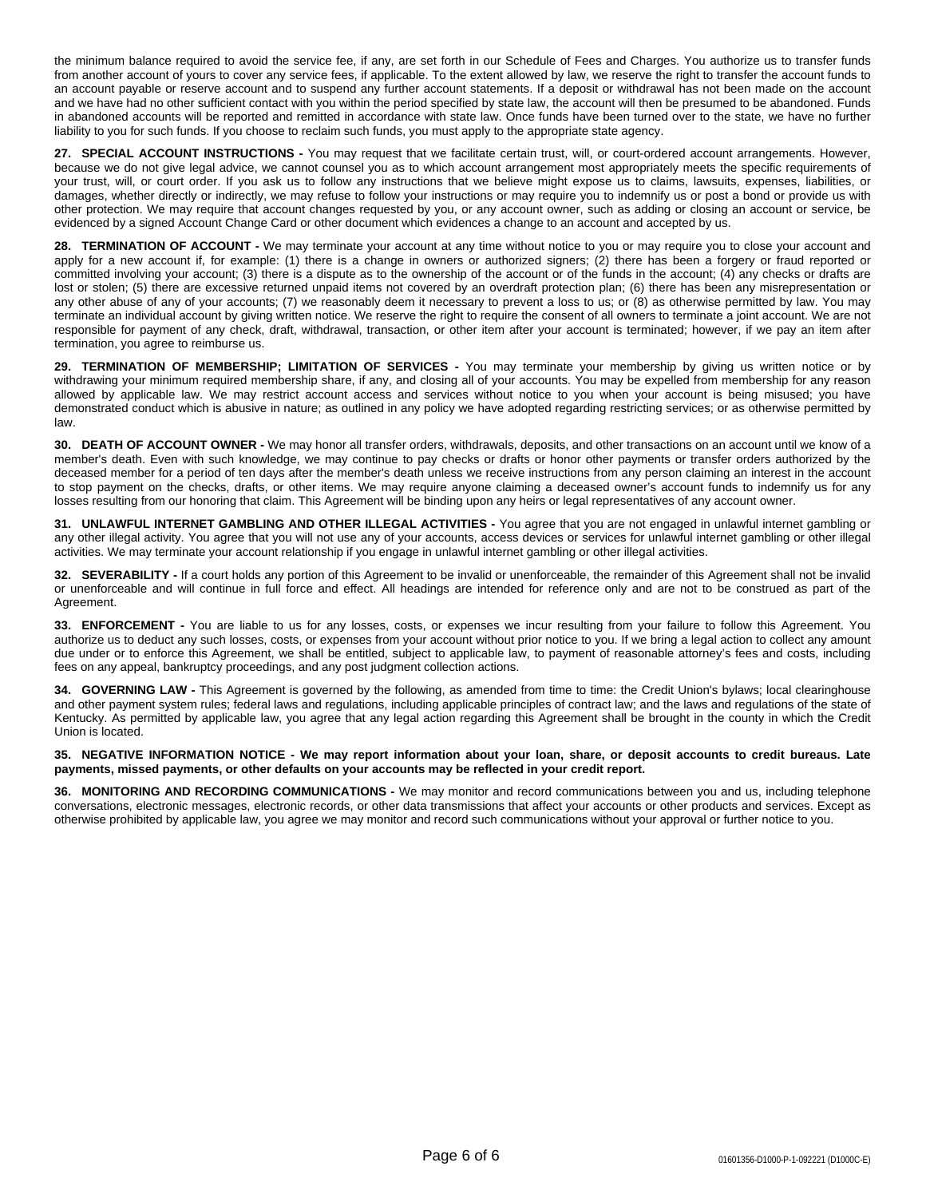the minimum balance required to avoid the service fee, if any, are set forth in our Schedule of Fees and Charges. You authorize us to transfer funds from another account of yours to cover any service fees, if applicable. To the extent allowed by law, we reserve the right to transfer the account funds to an account payable or reserve account and to suspend any further account statements. If a deposit or withdrawal has not been made on the account and we have had no other sufficient contact with you within the period specified by state law, the account will then be presumed to be abandoned. Funds in abandoned accounts will be reported and remitted in accordance with state law. Once funds have been turned over to the state, we have no further liability to you for such funds. If you choose to reclaim such funds, you must apply to the appropriate state agency.

**27. SPECIAL ACCOUNT INSTRUCTIONS -** You may request that we facilitate certain trust, will, or court-ordered account arrangements. However, because we do not give legal advice, we cannot counsel you as to which account arrangement most appropriately meets the specific requirements of your trust, will, or court order. If you ask us to follow any instructions that we believe might expose us to claims, lawsuits, expenses, liabilities, or damages, whether directly or indirectly, we may refuse to follow your instructions or may require you to indemnify us or post a bond or provide us with other protection. We may require that account changes requested by you, or any account owner, such as adding or closing an account or service, be evidenced by a signed Account Change Card or other document which evidences a change to an account and accepted by us.

**28. TERMINATION OF ACCOUNT -** We may terminate your account at any time without notice to you or may require you to close your account and apply for a new account if, for example: (1) there is a change in owners or authorized signers; (2) there has been a forgery or fraud reported or committed involving your account; (3) there is a dispute as to the ownership of the account or of the funds in the account; (4) any checks or drafts are lost or stolen; (5) there are excessive returned unpaid items not covered by an overdraft protection plan; (6) there has been any misrepresentation or any other abuse of any of your accounts; (7) we reasonably deem it necessary to prevent a loss to us; or (8) as otherwise permitted by law. You may terminate an individual account by giving written notice. We reserve the right to require the consent of all owners to terminate a joint account. We are not responsible for payment of any check, draft, withdrawal, transaction, or other item after your account is terminated; however, if we pay an item after termination, you agree to reimburse us.

**29. TERMINATION OF MEMBERSHIP; LIMITATION OF SERVICES -** You may terminate your membership by giving us written notice or by withdrawing your minimum required membership share, if any, and closing all of your accounts. You may be expelled from membership for any reason allowed by applicable law. We may restrict account access and services without notice to you when your account is being misused; you have demonstrated conduct which is abusive in nature; as outlined in any policy we have adopted regarding restricting services; or as otherwise permitted by law.

**30. DEATH OF ACCOUNT OWNER -** We may honor all transfer orders, withdrawals, deposits, and other transactions on an account until we know of a member's death. Even with such knowledge, we may continue to pay checks or drafts or honor other payments or transfer orders authorized by the deceased member for a period of ten days after the member's death unless we receive instructions from any person claiming an interest in the account to stop payment on the checks, drafts, or other items. We may require anyone claiming a deceased owner's account funds to indemnify us for any losses resulting from our honoring that claim. This Agreement will be binding upon any heirs or legal representatives of any account owner.

**31. UNLAWFUL INTERNET GAMBLING AND OTHER ILLEGAL ACTIVITIES -** You agree that you are not engaged in unlawful internet gambling or any other illegal activity. You agree that you will not use any of your accounts, access devices or services for unlawful internet gambling or other illegal activities. We may terminate your account relationship if you engage in unlawful internet gambling or other illegal activities.

**32. SEVERABILITY -** If a court holds any portion of this Agreement to be invalid or unenforceable, the remainder of this Agreement shall not be invalid or unenforceable and will continue in full force and effect. All headings are intended for reference only and are not to be construed as part of the Agreement.

**33. ENFORCEMENT -** You are liable to us for any losses, costs, or expenses we incur resulting from your failure to follow this Agreement. You authorize us to deduct any such losses, costs, or expenses from your account without prior notice to you. If we bring a legal action to collect any amount due under or to enforce this Agreement, we shall be entitled, subject to applicable law, to payment of reasonable attorney's fees and costs, including fees on any appeal, bankruptcy proceedings, and any post judgment collection actions.

**34. GOVERNING LAW -** This Agreement is governed by the following, as amended from time to time: the Credit Union's bylaws; local clearinghouse and other payment system rules; federal laws and regulations, including applicable principles of contract law; and the laws and regulations of the state of Kentucky. As permitted by applicable law, you agree that any legal action regarding this Agreement shall be brought in the county in which the Credit Union is located.

**35. NEGATIVE INFORMATION NOTICE - We may report information about your loan, share, or deposit accounts to credit bureaus. Late payments, missed payments, or other defaults on your accounts may be reflected in your credit report.**

**36. MONITORING AND RECORDING COMMUNICATIONS -** We may monitor and record communications between you and us, including telephone conversations, electronic messages, electronic records, or other data transmissions that affect your accounts or other products and services. Except as otherwise prohibited by applicable law, you agree we may monitor and record such communications without your approval or further notice to you.

01601356-D1000-P-1-092221 (D1000C-E)